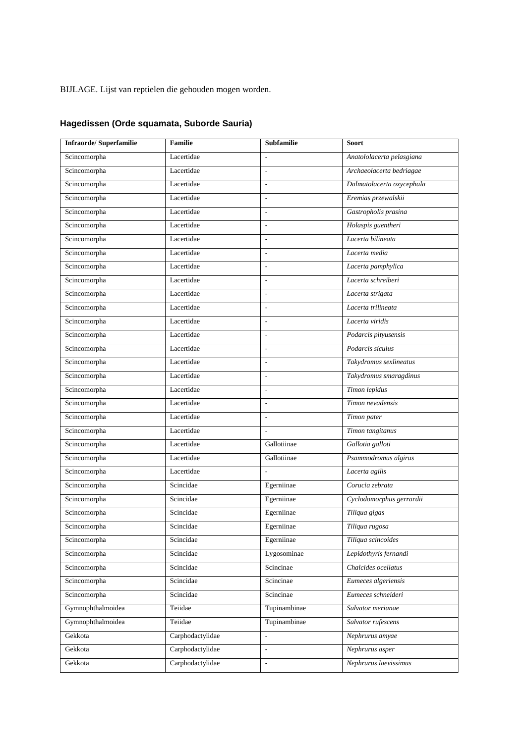BIJLAGE. Lijst van reptielen die gehouden mogen worden.

## Hagedissen (Orde squamata, Suborde Sauria)

| Infraorde/ Superfamilie | Familie | Subfamilie | Soort |
|---|---|---|---|
| Scincomorpha | Lacertidae | - | *Anatololacerta pelasgiana* |
| Scincomorpha | Lacertidae | - | *Archaeolacerta bedriagae* |
| Scincomorpha | Lacertidae | - | *Dalmatolacerta oxycephala* |
| Scincomorpha | Lacertidae | - | *Eremias przewalskii* |
| Scincomorpha | Lacertidae | - | *Gastropholis prasina* |
| Scincomorpha | Lacertidae | - | *Holaspis guentheri* |
| Scincomorpha | Lacertidae | - | *Lacerta bilineata* |
| Scincomorpha | Lacertidae | - | *Lacerta media* |
| Scincomorpha | Lacertidae | - | *Lacerta pamphylica* |
| Scincomorpha | Lacertidae | - | *Lacerta schreiberi* |
| Scincomorpha | Lacertidae | - | *Lacerta strigata* |
| Scincomorpha | Lacertidae | - | *Lacerta trilineata* |
| Scincomorpha | Lacertidae | - | *Lacerta viridis* |
| Scincomorpha | Lacertidae | - | *Podarcis pityusensis* |
| Scincomorpha | Lacertidae | - | *Podarcis siculus* |
| Scincomorpha | Lacertidae | - | *Takydromus sexlineatus* |
| Scincomorpha | Lacertidae | - | *Takydromus smaragdinus* |
| Scincomorpha | Lacertidae | - | *Timon lepidus* |
| Scincomorpha | Lacertidae | - | *Timon nevadensis* |
| Scincomorpha | Lacertidae | - | *Timon pater* |
| Scincomorpha | Lacertidae | - | *Timon tangitanus* |
| Scincomorpha | Lacertidae | Gallotiinae | *Gallotia galloti* |
| Scincomorpha | Lacertidae | Gallotiinae | *Psammodromus algirus* |
| Scincomorpha | Lacertidae | - | *Lacerta agilis* |
| Scincomorpha | Scincidae | Egerniinae | *Corucia zebrata* |
| Scincomorpha | Scincidae | Egerniinae | *Cyclodomorphus gerrardii* |
| Scincomorpha | Scincidae | Egerniinae | *Tiliqua gigas* |
| Scincomorpha | Scincidae | Egerniinae | *Tiliqua rugosa* |
| Scincomorpha | Scincidae | Egerniinae | *Tiliqua scincoides* |
| Scincomorpha | Scincidae | Lygosominae | *Lepidothyris fernandi* |
| Scincomorpha | Scincidae | Scincinae | *Chalcides ocellatus* |
| Scincomorpha | Scincidae | Scincinae | *Eumeces algeriensis* |
| Scincomorpha | Scincidae | Scincinae | *Eumeces schneideri* |
| Gymnophthalmoidea | Teiidae | Tupinambinae | *Salvator merianae* |
| Gymnophthalmoidea | Teiidae | Tupinambinae | *Salvator rufescens* |
| Gekkota | Carphodactylidae | - | *Nephrurus amyae* |
| Gekkota | Carphodactylidae | - | *Nephrurus asper* |
| Gekkota | Carphodactylidae | - | *Nephrurus laevissimus* |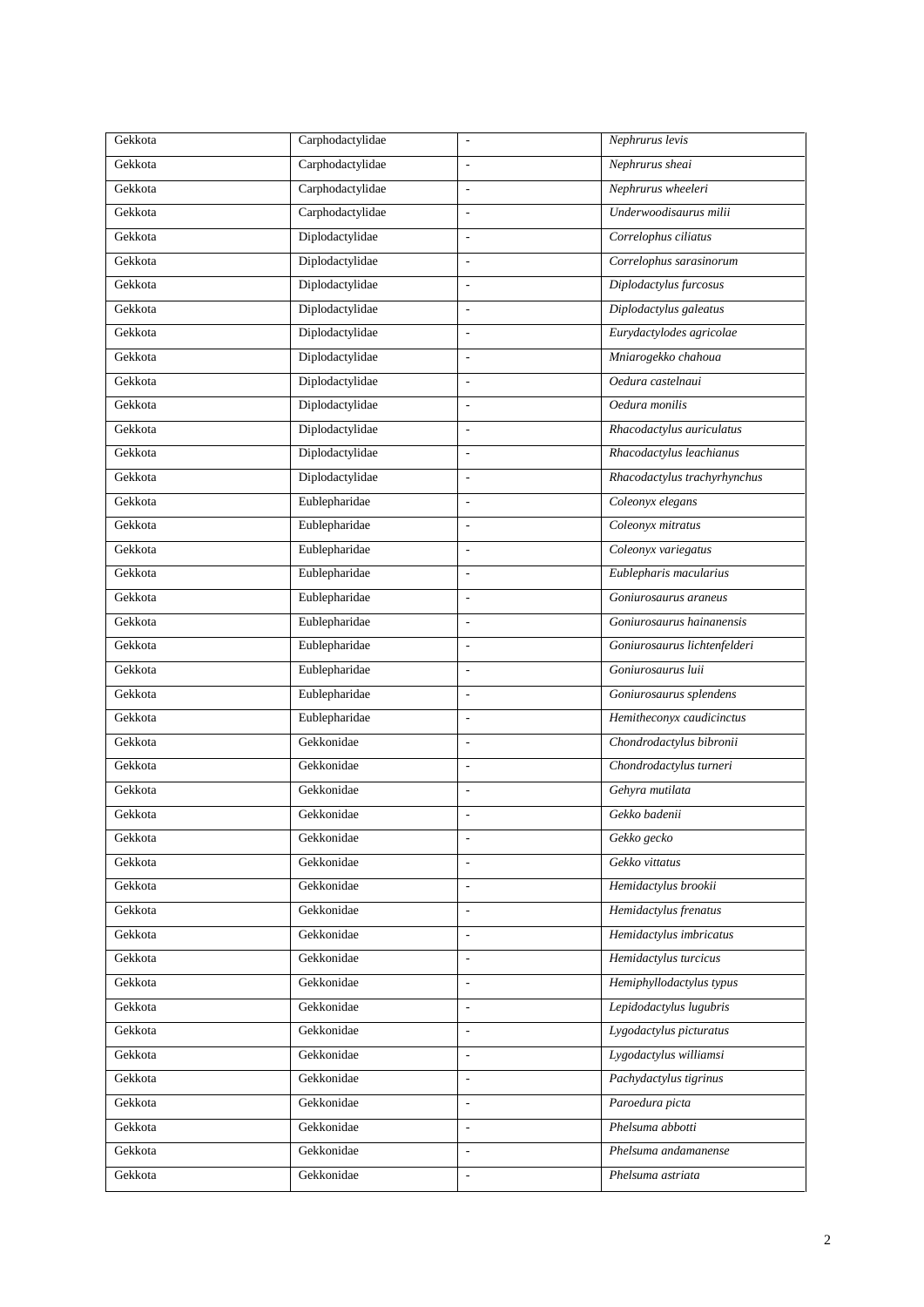| Gekkota | Carphodactylidae | - | *Nephrurus levis* |
|---|---|---|---|
| Gekkota | Carphodactylidae | - | *Nephrurus sheai* |
| Gekkota | Carphodactylidae | - | *Nephrurus wheeleri* |
| Gekkota | Carphodactylidae | - | *Underwoodisaurus milii* |
| Gekkota | Diplodactylidae | - | *Correlophus ciliatus* |
| Gekkota | Diplodactylidae | - | *Correlophus sarasinorum* |
| Gekkota | Diplodactylidae | - | *Diplodactylus furcosus* |
| Gekkota | Diplodactylidae | - | *Diplodactylus galeatus* |
| Gekkota | Diplodactylidae | - | *Eurydactylodes agricolae* |
| Gekkota | Diplodactylidae | - | *Mniarogekko chahoua* |
| Gekkota | Diplodactylidae | - | *Oedura castelnaui* |
| Gekkota | Diplodactylidae | - | *Oedura monilis* |
| Gekkota | Diplodactylidae | - | *Rhacodactylus auriculatus* |
| Gekkota | Diplodactylidae | - | *Rhacodactylus leachianus* |
| Gekkota | Diplodactylidae | - | *Rhacodactylus trachyrhynchus* |
| Gekkota | Eublepharidae | - | *Coleonyx elegans* |
| Gekkota | Eublepharidae | - | *Coleonyx mitratus* |
| Gekkota | Eublepharidae | - | *Coleonyx variegatus* |
| Gekkota | Eublepharidae | - | *Eublepharis macularius* |
| Gekkota | Eublepharidae | - | *Goniurosaurus araneus* |
| Gekkota | Eublepharidae | - | *Goniurosaurus hainanensis* |
| Gekkota | Eublepharidae | - | *Goniurosaurus lichtenfelderi* |
| Gekkota | Eublepharidae | - | *Goniurosaurus luii* |
| Gekkota | Eublepharidae | - | *Goniurosaurus splendens* |
| Gekkota | Eublepharidae | - | *Hemitheconyx caudicinctus* |
| Gekkota | Gekkonidae | - | *Chondrodactylus bibronii* |
| Gekkota | Gekkonidae | - | *Chondrodactylus turneri* |
| Gekkota | Gekkonidae | - | *Gehyra mutilata* |
| Gekkota | Gekkonidae | - | *Gekko badenii* |
| Gekkota | Gekkonidae | - | *Gekko gecko* |
| Gekkota | Gekkonidae | - | *Gekko vittatus* |
| Gekkota | Gekkonidae | - | *Hemidactylus brookii* |
| Gekkota | Gekkonidae | - | *Hemidactylus frenatus* |
| Gekkota | Gekkonidae | - | *Hemidactylus imbricatus* |
| Gekkota | Gekkonidae | - | *Hemidactylus turcicus* |
| Gekkota | Gekkonidae | - | *Hemiphyllodactylus typus* |
| Gekkota | Gekkonidae | - | *Lepidodactylus lugubris* |
| Gekkota | Gekkonidae | - | *Lygodactylus picturatus* |
| Gekkota | Gekkonidae | - | *Lygodactylus williamsi* |
| Gekkota | Gekkonidae | - | *Pachydactylus tigrinus* |
| Gekkota | Gekkonidae | - | *Paroedura picta* |
| Gekkota | Gekkonidae | - | *Phelsuma abbotti* |
| Gekkota | Gekkonidae | - | *Phelsuma andamanense* |
| Gekkota | Gekkonidae | - | *Phelsuma astriata* |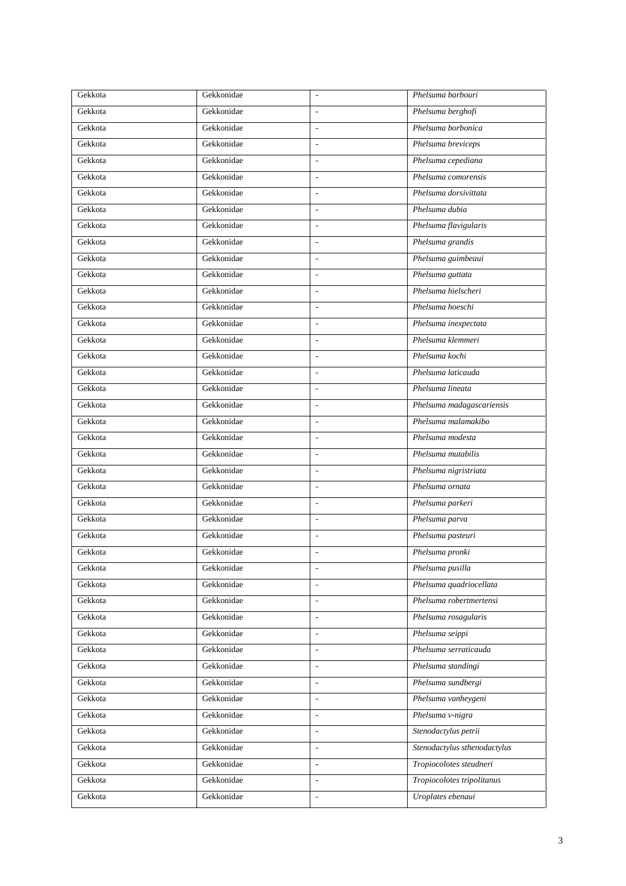| Gekkota | Gekkonidae | - | *Phelsuma barbouri* |
|---|---|---|---|
| Gekkota | Gekkonidae | - | *Phelsuma berghofi* |
| Gekkota | Gekkonidae | - | *Phelsuma borbonica* |
| Gekkota | Gekkonidae | - | *Phelsuma breviceps* |
| Gekkota | Gekkonidae | - | *Phelsuma cepediana* |
| Gekkota | Gekkonidae | - | *Phelsuma comorensis* |
| Gekkota | Gekkonidae | - | *Phelsuma dorsivittata* |
| Gekkota | Gekkonidae | - | *Phelsuma dubia* |
| Gekkota | Gekkonidae | - | *Phelsuma flavigularis* |
| Gekkota | Gekkonidae | - | *Phelsuma grandis* |
| Gekkota | Gekkonidae | - | *Phelsuma guimbeaui* |
| Gekkota | Gekkonidae | - | *Phelsuma guttata* |
| Gekkota | Gekkonidae | - | *Phelsuma hielscheri* |
| Gekkota | Gekkonidae | - | *Phelsuma hoeschi* |
| Gekkota | Gekkonidae | - | *Phelsuma inexpectata* |
| Gekkota | Gekkonidae | - | *Phelsuma klemmeri* |
| Gekkota | Gekkonidae | - | *Phelsuma kochi* |
| Gekkota | Gekkonidae | - | *Phelsuma laticauda* |
| Gekkota | Gekkonidae | - | *Phelsuma lineata* |
| Gekkota | Gekkonidae | - | *Phelsuma madagascariensis* |
| Gekkota | Gekkonidae | - | *Phelsuma malamakibo* |
| Gekkota | Gekkonidae | - | *Phelsuma modesta* |
| Gekkota | Gekkonidae | - | *Phelsuma mutabilis* |
| Gekkota | Gekkonidae | - | *Phelsuma nigristriata* |
| Gekkota | Gekkonidae | - | *Phelsuma ornata* |
| Gekkota | Gekkonidae | - | *Phelsuma parkeri* |
| Gekkota | Gekkonidae | - | *Phelsuma parva* |
| Gekkota | Gekkonidae | - | *Phelsuma pasteuri* |
| Gekkota | Gekkonidae | - | *Phelsuma pronki* |
| Gekkota | Gekkonidae | - | *Phelsuma pusilla* |
| Gekkota | Gekkonidae | - | *Phelsuma quadriocellata* |
| Gekkota | Gekkonidae | - | *Phelsuma robertmertensi* |
| Gekkota | Gekkonidae | - | *Phelsuma rosagularis* |
| Gekkota | Gekkonidae | - | *Phelsuma seippi* |
| Gekkota | Gekkonidae | - | *Phelsuma serraticauda* |
| Gekkota | Gekkonidae | - | *Phelsuma standingi* |
| Gekkota | Gekkonidae | - | *Phelsuma sundbergi* |
| Gekkota | Gekkonidae | - | *Phelsuma vanheygeni* |
| Gekkota | Gekkonidae | - | *Phelsuma v-nigra* |
| Gekkota | Gekkonidae | - | *Stenodactylus petrii* |
| Gekkota | Gekkonidae | - | *Stenodactylus sthenodactylus* |
| Gekkota | Gekkonidae | - | *Tropiocolotes steudneri* |
| Gekkota | Gekkonidae | - | *Tropiocolotes tripolitanus* |
| Gekkota | Gekkonidae | - | *Uroplates ebenaui* |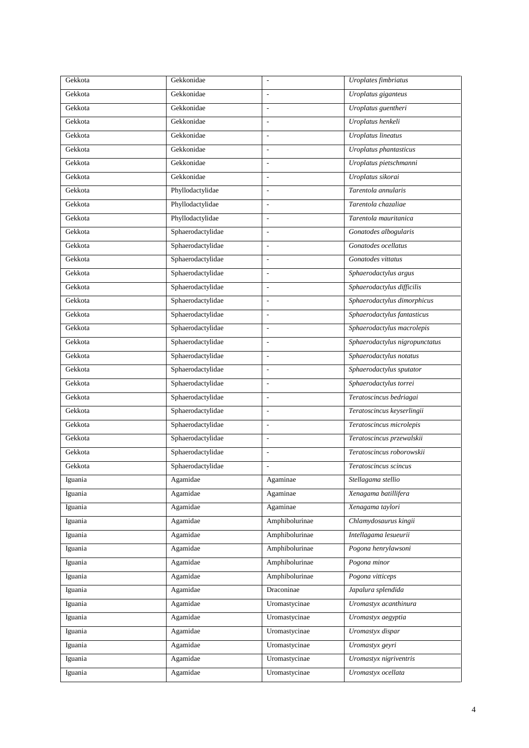| Gekkota | Gekkonidae | - | *Uroplates fimbriatus* |
|---|---|---|---|
| Gekkota | Gekkonidae | - | *Uroplatus giganteus* |
| Gekkota | Gekkonidae | - | *Uroplatus guentheri* |
| Gekkota | Gekkonidae | - | *Uroplatus henkeli* |
| Gekkota | Gekkonidae | - | *Uroplatus lineatus* |
| Gekkota | Gekkonidae | - | *Uroplatus phantasticus* |
| Gekkota | Gekkonidae | - | *Uroplatus pietschmanni* |
| Gekkota | Gekkonidae | - | *Uroplatus sikorai* |
| Gekkota | Phyllodactylidae | - | *Tarentola annularis* |
| Gekkota | Phyllodactylidae | - | *Tarentola chazaliae* |
| Gekkota | Phyllodactylidae | - | *Tarentola mauritanica* |
| Gekkota | Sphaerodactylidae | - | *Gonatodes albogularis* |
| Gekkota | Sphaerodactylidae | - | *Gonatodes ocellatus* |
| Gekkota | Sphaerodactylidae | - | *Gonatodes vittatus* |
| Gekkota | Sphaerodactylidae | - | *Sphaerodactylus argus* |
| Gekkota | Sphaerodactylidae | - | *Sphaerodactylus difficilis* |
| Gekkota | Sphaerodactylidae | - | *Sphaerodactylus dimorphicus* |
| Gekkota | Sphaerodactylidae | - | *Sphaerodactylus fantasticus* |
| Gekkota | Sphaerodactylidae | - | *Sphaerodactylus macrolepis* |
| Gekkota | Sphaerodactylidae | - | *Sphaerodactylus nigropunctatus* |
| Gekkota | Sphaerodactylidae | - | *Sphaerodactylus notatus* |
| Gekkota | Sphaerodactylidae | - | *Sphaerodactylus sputator* |
| Gekkota | Sphaerodactylidae | - | *Sphaerodactylus torrei* |
| Gekkota | Sphaerodactylidae | - | *Teratoscincus bedriagai* |
| Gekkota | Sphaerodactylidae | - | *Teratoscincus keyserlingii* |
| Gekkota | Sphaerodactylidae | - | *Teratoscincus microlepis* |
| Gekkota | Sphaerodactylidae | - | *Teratoscincus przewalskii* |
| Gekkota | Sphaerodactylidae | - | *Teratoscincus roborowskii* |
| Gekkota | Sphaerodactylidae | - | *Teratoscincus scincus* |
| Iguania | Agamidae | Agaminae | *Stellagama stellio* |
| Iguania | Agamidae | Agaminae | *Xenagama batillifera* |
| Iguania | Agamidae | Agaminae | *Xenagama taylori* |
| Iguania | Agamidae | Amphibolurinae | *Chlamydosaurus kingii* |
| Iguania | Agamidae | Amphibolurinae | *Intellagama lesueurii* |
| Iguania | Agamidae | Amphibolurinae | *Pogona henrylawsoni* |
| Iguania | Agamidae | Amphibolurinae | *Pogona minor* |
| Iguania | Agamidae | Amphibolurinae | *Pogona vitticeps* |
| Iguania | Agamidae | Draconinae | *Japalura splendida* |
| Iguania | Agamidae | Uromastycinae | *Uromastyx acanthinura* |
| Iguania | Agamidae | Uromastycinae | *Uromastyx aegyptia* |
| Iguania | Agamidae | Uromastycinae | *Uromastyx dispar* |
| Iguania | Agamidae | Uromastycinae | *Uromastyx geyri* |
| Iguania | Agamidae | Uromastycinae | *Uromastyx nigriventris* |
| Iguania | Agamidae | Uromastycinae | *Uromastyx ocellata* |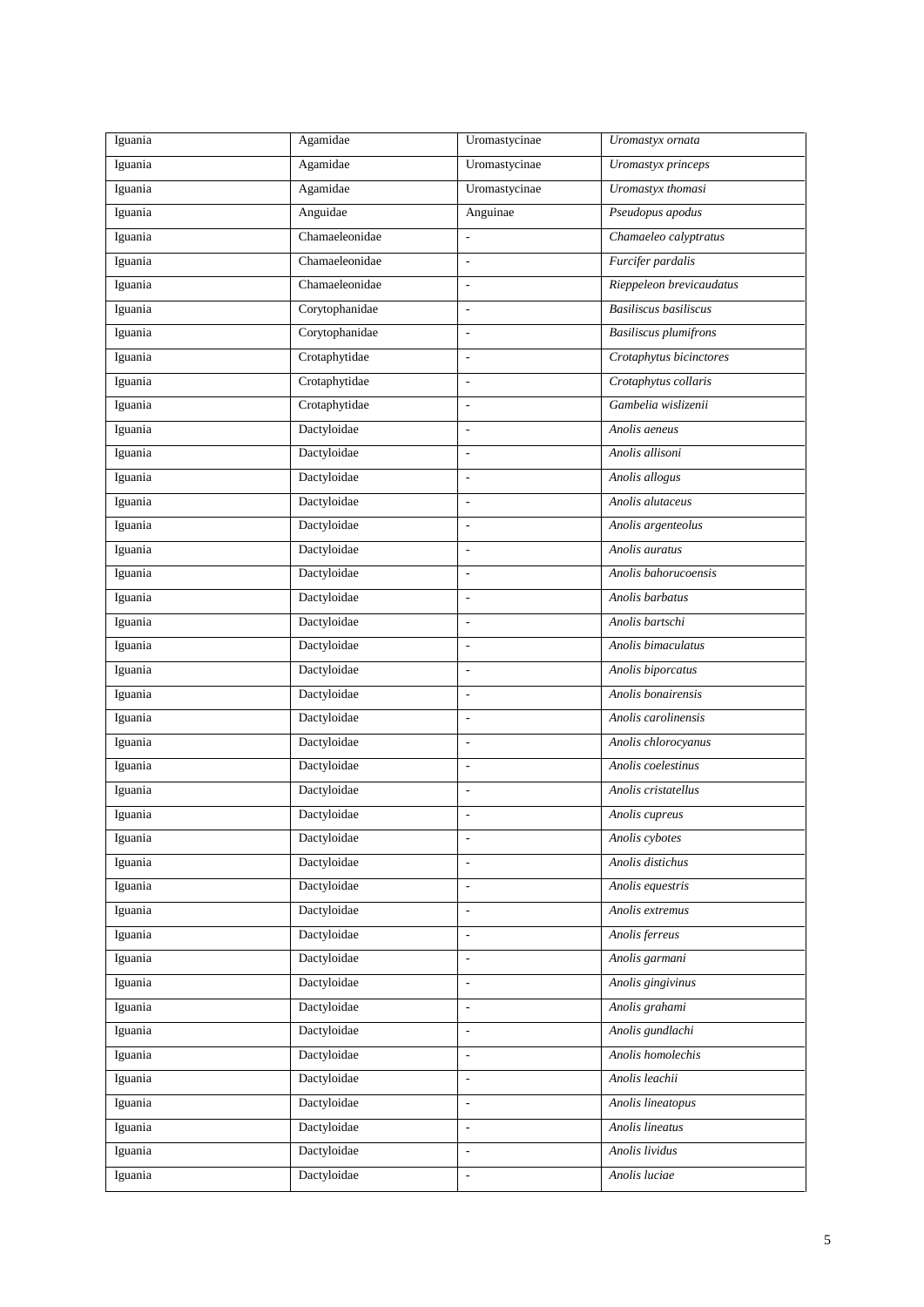| Iguania | Agamidae | Uromastycinae | *Uromastyx ornata* |
|---|---|---|---|
| Iguania | Agamidae | Uromastycinae | *Uromastyx princeps* |
| Iguania | Agamidae | Uromastycinae | *Uromastyx thomasi* |
| Iguania | Anguidae | Anguinae | *Pseudopus apodus* |
| Iguania | Chamaeleonidae | - | *Chamaeleo calyptratus* |
| Iguania | Chamaeleonidae | - | *Furcifer pardalis* |
| Iguania | Chamaeleonidae | - | *Rieppeleon brevicaudatus* |
| Iguania | Corytophanidae | - | *Basiliscus basiliscus* |
| Iguania | Corytophanidae | - | *Basiliscus plumifrons* |
| Iguania | Crotaphytidae | - | *Crotaphytus bicinctores* |
| Iguania | Crotaphytidae | - | *Crotaphytus collaris* |
| Iguania | Crotaphytidae | - | *Gambelia wislizenii* |
| Iguania | Dactyloidae | - | *Anolis aeneus* |
| Iguania | Dactyloidae | - | *Anolis allisoni* |
| Iguania | Dactyloidae | - | *Anolis allogus* |
| Iguania | Dactyloidae | - | *Anolis alutaceus* |
| Iguania | Dactyloidae | - | *Anolis argenteolus* |
| Iguania | Dactyloidae | - | *Anolis auratus* |
| Iguania | Dactyloidae | - | *Anolis bahorucoensis* |
| Iguania | Dactyloidae | - | *Anolis barbatus* |
| Iguania | Dactyloidae | - | *Anolis bartschi* |
| Iguania | Dactyloidae | - | *Anolis bimaculatus* |
| Iguania | Dactyloidae | - | *Anolis biporcatus* |
| Iguania | Dactyloidae | - | *Anolis bonairensis* |
| Iguania | Dactyloidae | - | *Anolis carolinensis* |
| Iguania | Dactyloidae | - | *Anolis chlorocyanus* |
| Iguania | Dactyloidae | - | *Anolis coelestinus* |
| Iguania | Dactyloidae | - | *Anolis cristatellus* |
| Iguania | Dactyloidae | - | *Anolis cupreus* |
| Iguania | Dactyloidae | - | *Anolis cybotes* |
| Iguania | Dactyloidae | - | *Anolis distichus* |
| Iguania | Dactyloidae | - | *Anolis equestris* |
| Iguania | Dactyloidae | - | *Anolis extremus* |
| Iguania | Dactyloidae | - | *Anolis ferreus* |
| Iguania | Dactyloidae | - | *Anolis garmani* |
| Iguania | Dactyloidae | - | *Anolis gingivinus* |
| Iguania | Dactyloidae | - | *Anolis grahami* |
| Iguania | Dactyloidae | - | *Anolis gundlachi* |
| Iguania | Dactyloidae | - | *Anolis homolechis* |
| Iguania | Dactyloidae | - | *Anolis leachii* |
| Iguania | Dactyloidae | - | *Anolis lineatopus* |
| Iguania | Dactyloidae | - | *Anolis lineatus* |
| Iguania | Dactyloidae | - | *Anolis lividus* |
| Iguania | Dactyloidae | - | *Anolis luciae* |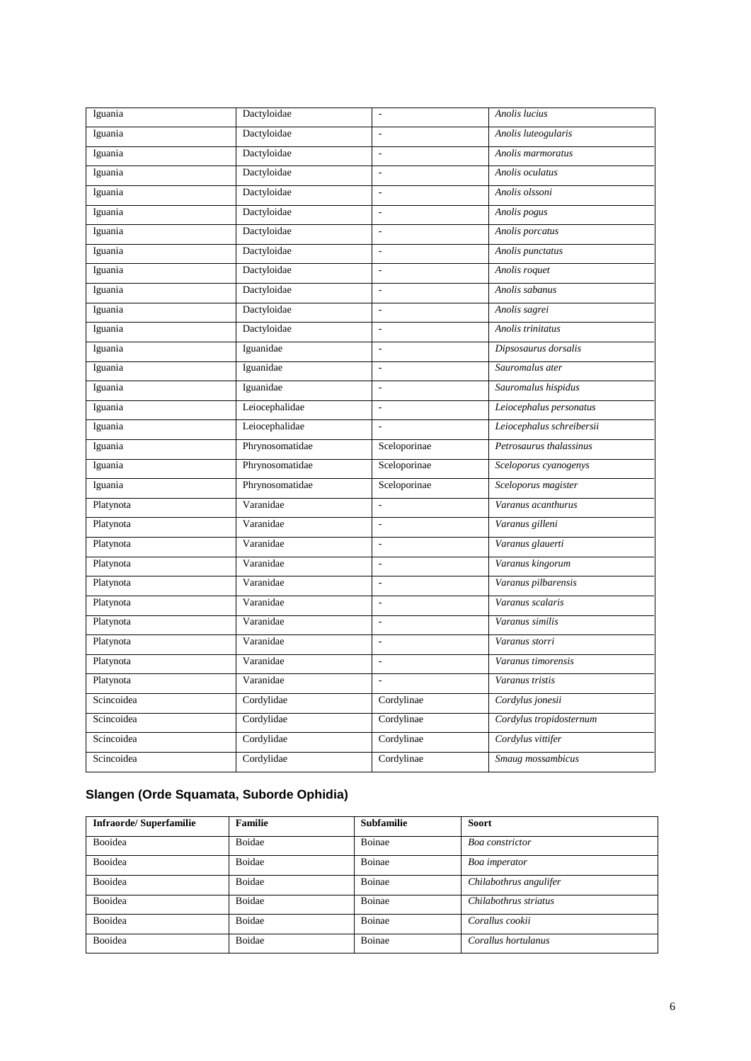| | | | |
|---|---|---|---|
| Iguania | Dactyloidae | - | *Anolis lucius* |
| Iguania | Dactyloidae | - | *Anolis luteogularis* |
| Iguania | Dactyloidae | - | *Anolis marmoratus* |
| Iguania | Dactyloidae | - | *Anolis oculatus* |
| Iguania | Dactyloidae | - | *Anolis olssoni* |
| Iguania | Dactyloidae | - | *Anolis pogus* |
| Iguania | Dactyloidae | - | *Anolis porcatus* |
| Iguania | Dactyloidae | - | *Anolis punctatus* |
| Iguania | Dactyloidae | - | *Anolis roquet* |
| Iguania | Dactyloidae | - | *Anolis sabanus* |
| Iguania | Dactyloidae | - | *Anolis sagrei* |
| Iguania | Dactyloidae | - | *Anolis trinitatus* |
| Iguania | Iguanidae | - | *Dipsosaurus dorsalis* |
| Iguania | Iguanidae | - | *Sauromalus ater* |
| Iguania | Iguanidae | - | *Sauromalus hispidus* |
| Iguania | Leiocephalidae | - | *Leiocephalus personatus* |
| Iguania | Leiocephalidae | - | *Leiocephalus schreibersii* |
| Iguania | Phrynosomatidae | Sceloporinae | *Petrosaurus thalassinus* |
| Iguania | Phrynosomatidae | Sceloporinae | *Sceloporus cyanogenys* |
| Iguania | Phrynosomatidae | Sceloporinae | *Sceloporus magister* |
| Platynota | Varanidae | - | *Varanus acanthurus* |
| Platynota | Varanidae | - | *Varanus gilleni* |
| Platynota | Varanidae | - | *Varanus glauerti* |
| Platynota | Varanidae | - | *Varanus kingorum* |
| Platynota | Varanidae | - | *Varanus pilbarensis* |
| Platynota | Varanidae | - | *Varanus scalaris* |
| Platynota | Varanidae | - | *Varanus similis* |
| Platynota | Varanidae | - | *Varanus storri* |
| Platynota | Varanidae | - | *Varanus timorensis* |
| Platynota | Varanidae | - | *Varanus tristis* |
| Scincoidea | Cordylidae | Cordylinae | *Cordylus jonesii* |
| Scincoidea | Cordylidae | Cordylinae | *Cordylus tropidosternum* |
| Scincoidea | Cordylidae | Cordylinae | *Cordylus vittifer* |
| Scincoidea | Cordylidae | Cordylinae | *Smaug mossambicus* |

## Slangen (Orde Squamata, Suborde Ophidia)

| Infraorde/ Superfamilie | Familie | Subfamilie | Soort |
|---|---|---|---|
| Booidea | Boidae | Boinae | *Boa constrictor* |
| Booidea | Boidae | Boinae | *Boa imperator* |
| Booidea | Boidae | Boinae | *Chilabothrus angulifer* |
| Booidea | Boidae | Boinae | *Chilabothrus striatus* |
| Booidea | Boidae | Boinae | *Corallus cookii* |
| Booidea | Boidae | Boinae | *Corallus hortulanus* |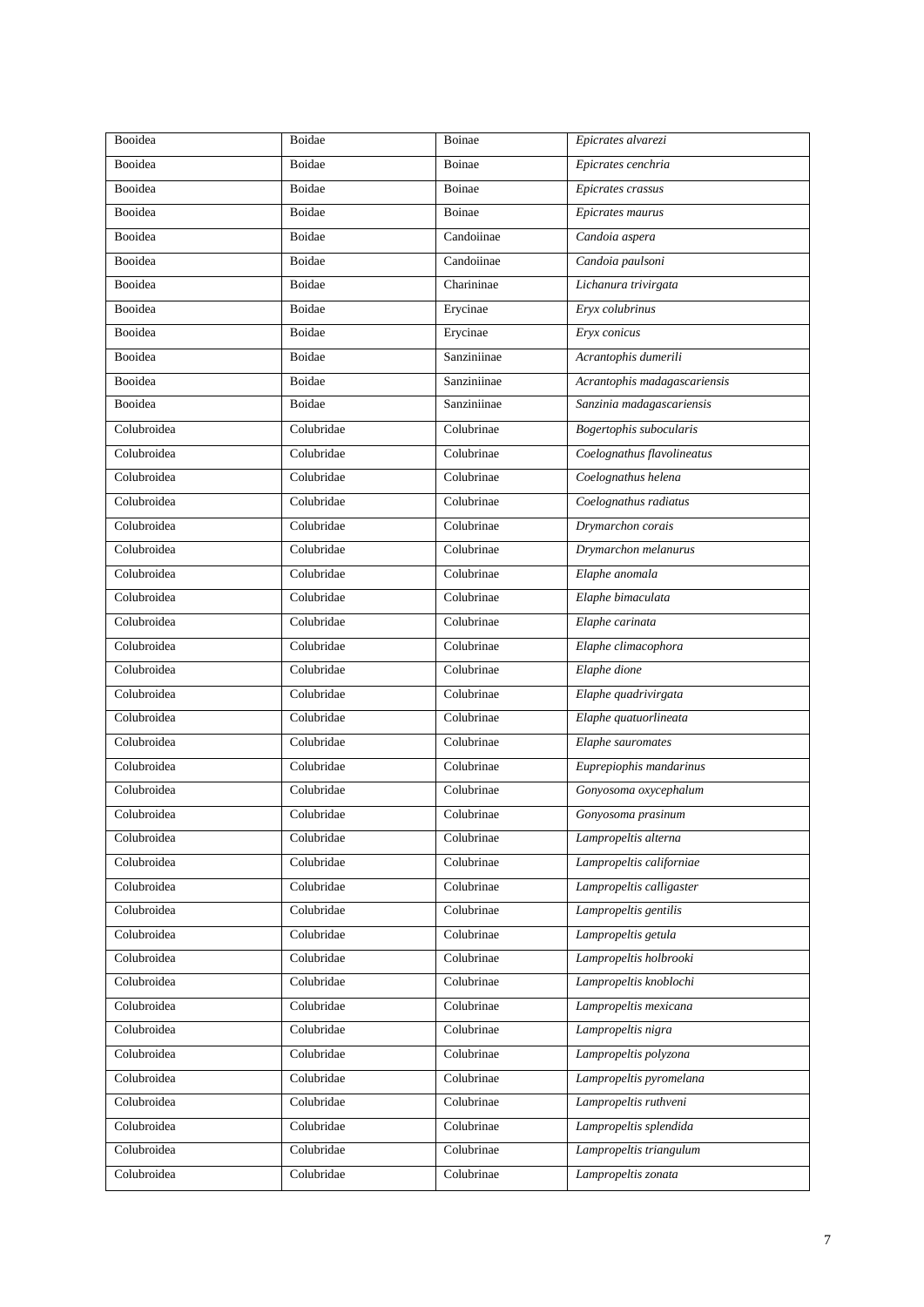| Booidea | Boidae | Boinae | *Epicrates alvarezi* |
|---|---|---|---|
| Booidea | Boidae | Boinae | *Epicrates cenchria* |
| Booidea | Boidae | Boinae | *Epicrates crassus* |
| Booidea | Boidae | Boinae | *Epicrates maurus* |
| Booidea | Boidae | Candoiinae | *Candoia aspera* |
| Booidea | Boidae | Candoiinae | *Candoia paulsoni* |
| Booidea | Boidae | Charininae | *Lichanura trivirgata* |
| Booidea | Boidae | Erycinae | *Eryx colubrinus* |
| Booidea | Boidae | Erycinae | *Eryx conicus* |
| Booidea | Boidae | Sanziniinae | *Acrantophis dumerili* |
| Booidea | Boidae | Sanziniinae | *Acrantophis madagascariensis* |
| Booidea | Boidae | Sanziniinae | *Sanzinia madagascariensis* |
| Colubroidea | Colubridae | Colubrinae | *Bogertophis subocularis* |
| Colubroidea | Colubridae | Colubrinae | *Coelognathus flavolineatus* |
| Colubroidea | Colubridae | Colubrinae | *Coelognathus helena* |
| Colubroidea | Colubridae | Colubrinae | *Coelognathus radiatus* |
| Colubroidea | Colubridae | Colubrinae | *Drymarchon corais* |
| Colubroidea | Colubridae | Colubrinae | *Drymarchon melanurus* |
| Colubroidea | Colubridae | Colubrinae | *Elaphe anomala* |
| Colubroidea | Colubridae | Colubrinae | *Elaphe bimaculata* |
| Colubroidea | Colubridae | Colubrinae | *Elaphe carinata* |
| Colubroidea | Colubridae | Colubrinae | *Elaphe climacophora* |
| Colubroidea | Colubridae | Colubrinae | *Elaphe dione* |
| Colubroidea | Colubridae | Colubrinae | *Elaphe quadrivirgata* |
| Colubroidea | Colubridae | Colubrinae | *Elaphe quatuorlineata* |
| Colubroidea | Colubridae | Colubrinae | *Elaphe sauromates* |
| Colubroidea | Colubridae | Colubrinae | *Euprepiophis mandarinus* |
| Colubroidea | Colubridae | Colubrinae | *Gonyosoma oxycephalum* |
| Colubroidea | Colubridae | Colubrinae | *Gonyosoma prasinum* |
| Colubroidea | Colubridae | Colubrinae | *Lampropeltis alterna* |
| Colubroidea | Colubridae | Colubrinae | *Lampropeltis californiae* |
| Colubroidea | Colubridae | Colubrinae | *Lampropeltis calligaster* |
| Colubroidea | Colubridae | Colubrinae | *Lampropeltis gentilis* |
| Colubroidea | Colubridae | Colubrinae | *Lampropeltis getula* |
| Colubroidea | Colubridae | Colubrinae | *Lampropeltis holbrooki* |
| Colubroidea | Colubridae | Colubrinae | *Lampropeltis knoblochi* |
| Colubroidea | Colubridae | Colubrinae | *Lampropeltis mexicana* |
| Colubroidea | Colubridae | Colubrinae | *Lampropeltis nigra* |
| Colubroidea | Colubridae | Colubrinae | *Lampropeltis polyzona* |
| Colubroidea | Colubridae | Colubrinae | *Lampropeltis pyromelana* |
| Colubroidea | Colubridae | Colubrinae | *Lampropeltis ruthveni* |
| Colubroidea | Colubridae | Colubrinae | *Lampropeltis splendida* |
| Colubroidea | Colubridae | Colubrinae | *Lampropeltis triangulum* |
| Colubroidea | Colubridae | Colubrinae | *Lampropeltis zonata* |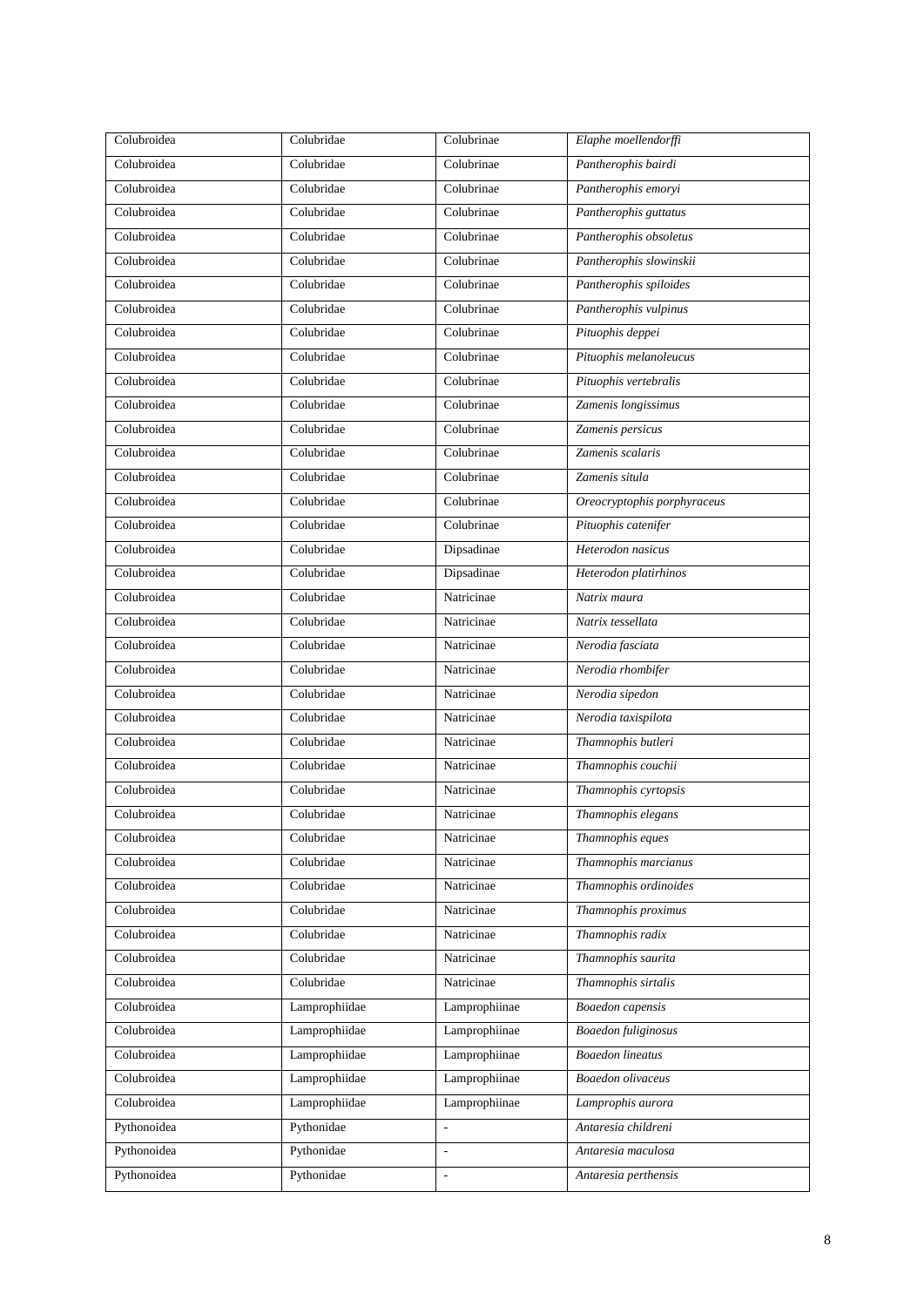| Colubroidea | Colubridae | Colubrinae | *Elaphe moellendorffi* |
|---|---|---|---|
| Colubroidea | Colubridae | Colubrinae | *Pantherophis bairdi* |
| Colubroidea | Colubridae | Colubrinae | *Pantherophis emoryi* |
| Colubroidea | Colubridae | Colubrinae | *Pantherophis guttatus* |
| Colubroidea | Colubridae | Colubrinae | *Pantherophis obsoletus* |
| Colubroidea | Colubridae | Colubrinae | *Pantherophis slowinskii* |
| Colubroidea | Colubridae | Colubrinae | *Pantherophis spiloides* |
| Colubroidea | Colubridae | Colubrinae | *Pantherophis vulpinus* |
| Colubroidea | Colubridae | Colubrinae | *Pituophis deppei* |
| Colubroidea | Colubridae | Colubrinae | *Pituophis melanoleucus* |
| Colubroidea | Colubridae | Colubrinae | *Pituophis vertebralis* |
| Colubroidea | Colubridae | Colubrinae | *Zamenis longissimus* |
| Colubroidea | Colubridae | Colubrinae | *Zamenis persicus* |
| Colubroidea | Colubridae | Colubrinae | *Zamenis scalaris* |
| Colubroidea | Colubridae | Colubrinae | *Zamenis situla* |
| Colubroidea | Colubridae | Colubrinae | *Oreocryptophis porphyraceus* |
| Colubroidea | Colubridae | Colubrinae | *Pituophis catenifer* |
| Colubroidea | Colubridae | Dipsadinae | *Heterodon nasicus* |
| Colubroidea | Colubridae | Dipsadinae | *Heterodon platirhinos* |
| Colubroidea | Colubridae | Natricinae | *Natrix maura* |
| Colubroidea | Colubridae | Natricinae | *Natrix tessellata* |
| Colubroidea | Colubridae | Natricinae | *Nerodia fasciata* |
| Colubroidea | Colubridae | Natricinae | *Nerodia rhombifer* |
| Colubroidea | Colubridae | Natricinae | *Nerodia sipedon* |
| Colubroidea | Colubridae | Natricinae | *Nerodia taxispilota* |
| Colubroidea | Colubridae | Natricinae | *Thamnophis butleri* |
| Colubroidea | Colubridae | Natricinae | *Thamnophis couchii* |
| Colubroidea | Colubridae | Natricinae | *Thamnophis cyrtopsis* |
| Colubroidea | Colubridae | Natricinae | *Thamnophis elegans* |
| Colubroidea | Colubridae | Natricinae | *Thamnophis eques* |
| Colubroidea | Colubridae | Natricinae | *Thamnophis marcianus* |
| Colubroidea | Colubridae | Natricinae | *Thamnophis ordinoides* |
| Colubroidea | Colubridae | Natricinae | *Thamnophis proximus* |
| Colubroidea | Colubridae | Natricinae | *Thamnophis radix* |
| Colubroidea | Colubridae | Natricinae | *Thamnophis saurita* |
| Colubroidea | Colubridae | Natricinae | *Thamnophis sirtalis* |
| Colubroidea | Lamprophiidae | Lamprophiinae | *Boaedon capensis* |
| Colubroidea | Lamprophiidae | Lamprophiinae | *Boaedon fuliginosus* |
| Colubroidea | Lamprophiidae | Lamprophiinae | *Boaedon lineatus* |
| Colubroidea | Lamprophiidae | Lamprophiinae | *Boaedon olivaceus* |
| Colubroidea | Lamprophiidae | Lamprophiinae | *Lamprophis aurora* |
| Pythonoidea | Pythonidae | - | *Antaresia childreni* |
| Pythonoidea | Pythonidae | - | *Antaresia maculosa* |
| Pythonoidea | Pythonidae | - | *Antaresia perthensis* |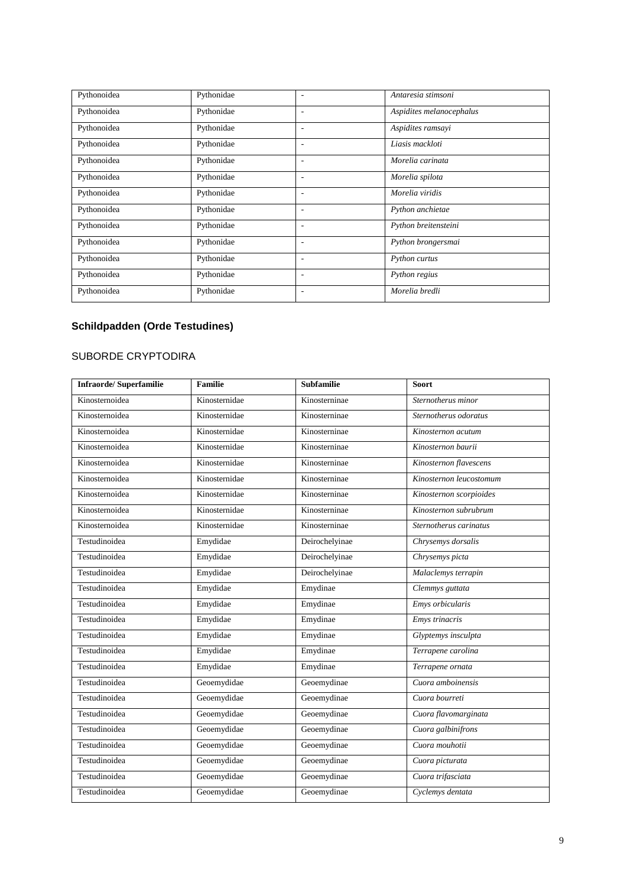| | | | |
|---|---|---|---|
| Pythonoidea | Pythonidae | - | *Antaresia stimsoni* |
| Pythonoidea | Pythonidae | - | *Aspidites melanocephalus* |
| Pythonoidea | Pythonidae | - | *Aspidites ramsayi* |
| Pythonoidea | Pythonidae | - | *Liasis mackloti* |
| Pythonoidea | Pythonidae | - | *Morelia carinata* |
| Pythonoidea | Pythonidae | - | *Morelia spilota* |
| Pythonoidea | Pythonidae | - | *Morelia viridis* |
| Pythonoidea | Pythonidae | - | *Python anchietae* |
| Pythonoidea | Pythonidae | - | *Python breitensteini* |
| Pythonoidea | Pythonidae | - | *Python brongersmai* |
| Pythonoidea | Pythonidae | - | *Python curtus* |
| Pythonoidea | Pythonidae | - | *Python regius* |
| Pythonoidea | Pythonidae | - | *Morelia bredli* |

## Schildpadden (Orde Testudines)

### SUBORDE CRYPTODIRA

| Infraorde/ Superfamilie | Familie | Subfamilie | Soort |
|---|---|---|---|
| Kinosternoidea | Kinosternidae | Kinosterninae | *Sternotherus minor* |
| Kinosternoidea | Kinosternidae | Kinosterninae | *Sternotherus odoratus* |
| Kinosternoidea | Kinosternidae | Kinosterninae | *Kinosternon acutum* |
| Kinosternoidea | Kinosternidae | Kinosterninae | *Kinosternon baurii* |
| Kinosternoidea | Kinosternidae | Kinosterninae | *Kinosternon flavescens* |
| Kinosternoidea | Kinosternidae | Kinosterninae | *Kinosternon leucostomum* |
| Kinosternoidea | Kinosternidae | Kinosterninae | *Kinosternon scorpioides* |
| Kinosternoidea | Kinosternidae | Kinosterninae | *Kinosternon subrubrum* |
| Kinosternoidea | Kinosternidae | Kinosterninae | *Sternotherus carinatus* |
| Testudinoidea | Emydidae | Deirochelyinae | *Chrysemys dorsalis* |
| Testudinoidea | Emydidae | Deirochelyinae | *Chrysemys picta* |
| Testudinoidea | Emydidae | Deirochelyinae | *Malaclemys terrapin* |
| Testudinoidea | Emydidae | Emydinae | *Clemmys guttata* |
| Testudinoidea | Emydidae | Emydinae | *Emys orbicularis* |
| Testudinoidea | Emydidae | Emydinae | *Emys trinacris* |
| Testudinoidea | Emydidae | Emydinae | *Glyptemys insculpta* |
| Testudinoidea | Emydidae | Emydinae | *Terrapene carolina* |
| Testudinoidea | Emydidae | Emydinae | *Terrapene ornata* |
| Testudinoidea | Geoemydidae | Geoemydinae | *Cuora amboinensis* |
| Testudinoidea | Geoemydidae | Geoemydinae | *Cuora bourreti* |
| Testudinoidea | Geoemydidae | Geoemydinae | *Cuora flavomarginata* |
| Testudinoidea | Geoemydidae | Geoemydinae | *Cuora galbinifrons* |
| Testudinoidea | Geoemydidae | Geoemydinae | *Cuora mouhotii* |
| Testudinoidea | Geoemydidae | Geoemydinae | *Cuora picturata* |
| Testudinoidea | Geoemydidae | Geoemydinae | *Cuora trifasciata* |
| Testudinoidea | Geoemydidae | Geoemydinae | *Cyclemys dentata* |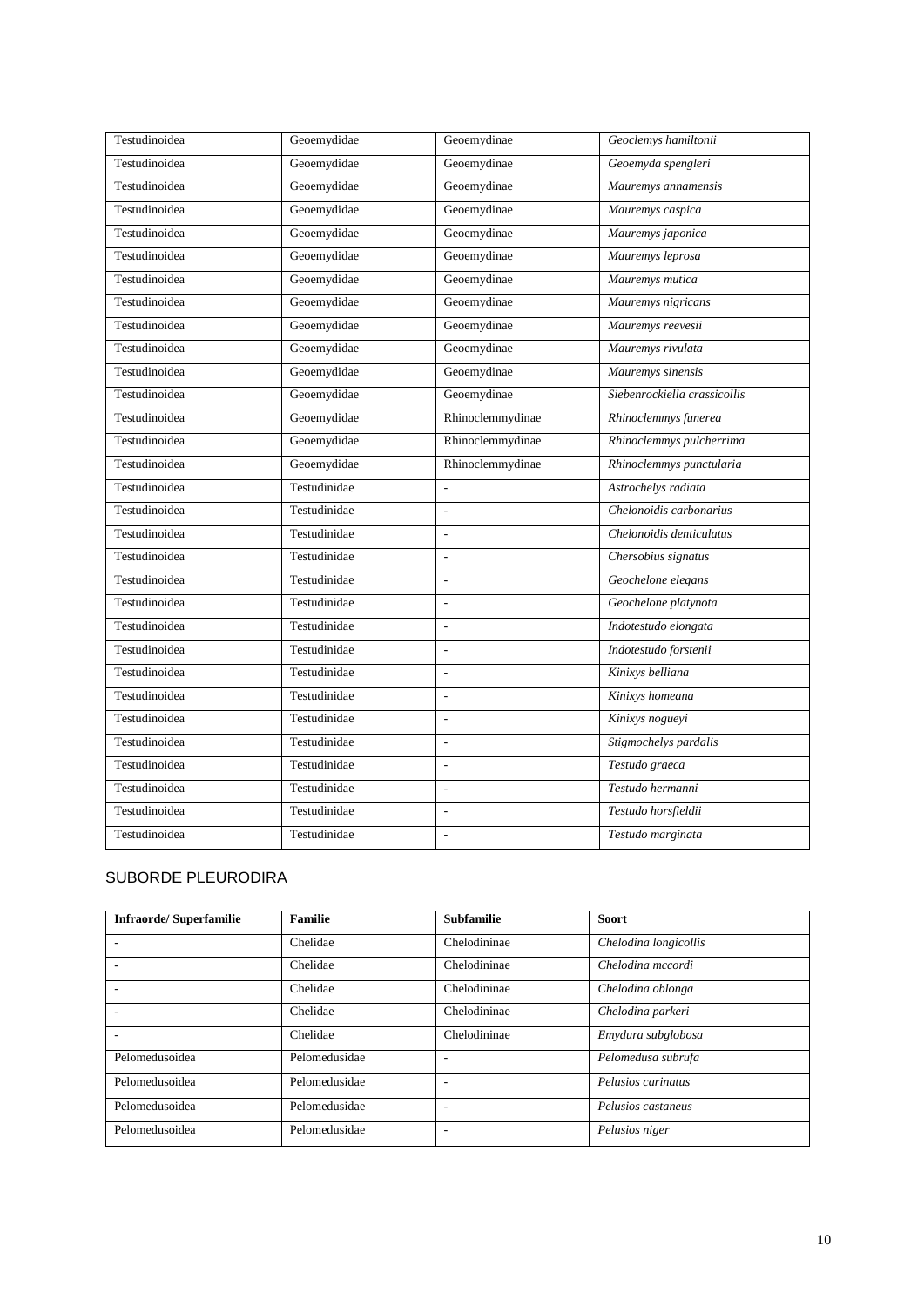| | | | |
|---|---|---|---|
| Testudinoidea | Geoemydidae | Geoemydinae | *Geoclemys hamiltonii* |
| Testudinoidea | Geoemydidae | Geoemydinae | *Geoemyda spengleri* |
| Testudinoidea | Geoemydidae | Geoemydinae | *Mauremys annamensis* |
| Testudinoidea | Geoemydidae | Geoemydinae | *Mauremys caspica* |
| Testudinoidea | Geoemydidae | Geoemydinae | *Mauremys japonica* |
| Testudinoidea | Geoemydidae | Geoemydinae | *Mauremys leprosa* |
| Testudinoidea | Geoemydidae | Geoemydinae | *Mauremys mutica* |
| Testudinoidea | Geoemydidae | Geoemydinae | *Mauremys nigricans* |
| Testudinoidea | Geoemydidae | Geoemydinae | *Mauremys reevesii* |
| Testudinoidea | Geoemydidae | Geoemydinae | *Mauremys rivulata* |
| Testudinoidea | Geoemydidae | Geoemydinae | *Mauremys sinensis* |
| Testudinoidea | Geoemydidae | Geoemydinae | *Siebenrockiella crassicollis* |
| Testudinoidea | Geoemydidae | Rhinoclemmydinae | *Rhinoclemmys funerea* |
| Testudinoidea | Geoemydidae | Rhinoclemmydinae | *Rhinoclemmys pulcherrima* |
| Testudinoidea | Geoemydidae | Rhinoclemmydinae | *Rhinoclemmys punctularia* |
| Testudinoidea | Testudinidae | - | *Astrochelys radiata* |
| Testudinoidea | Testudinidae | - | *Chelonoidis carbonarius* |
| Testudinoidea | Testudinidae | - | *Chelonoidis denticulatus* |
| Testudinoidea | Testudinidae | - | *Chersobius signatus* |
| Testudinoidea | Testudinidae | - | *Geochelone elegans* |
| Testudinoidea | Testudinidae | - | *Geochelone platynota* |
| Testudinoidea | Testudinidae | - | *Indotestudo elongata* |
| Testudinoidea | Testudinidae | - | *Indotestudo forstenii* |
| Testudinoidea | Testudinidae | - | *Kinixys belliana* |
| Testudinoidea | Testudinidae | - | *Kinixys homeana* |
| Testudinoidea | Testudinidae | - | *Kinixys nogueyi* |
| Testudinoidea | Testudinidae | - | *Stigmochelys pardalis* |
| Testudinoidea | Testudinidae | - | *Testudo graeca* |
| Testudinoidea | Testudinidae | - | *Testudo hermanni* |
| Testudinoidea | Testudinidae | - | *Testudo horsfieldii* |
| Testudinoidea | Testudinidae | - | *Testudo marginata* |

SUBORDE PLEURODIRA

| **Infraorde/ Superfamilie** | **Familie** | **Subfamilie** | **Soort** |
|---|---|---|---|
| - | Chelidae | Chelodininae | *Chelodina longicollis* |
| - | Chelidae | Chelodininae | *Chelodina mccordi* |
| - | Chelidae | Chelodininae | *Chelodina oblonga* |
| - | Chelidae | Chelodininae | *Chelodina parkeri* |
| - | Chelidae | Chelodininae | *Emydura subglobosa* |
| Pelomedusoidea | Pelomedusidae | - | *Pelomedusa subrufa* |
| Pelomedusoidea | Pelomedusidae | - | *Pelusios carinatus* |
| Pelomedusoidea | Pelomedusidae | - | *Pelusios castaneus* |
| Pelomedusoidea | Pelomedusidae | - | *Pelusios niger* |